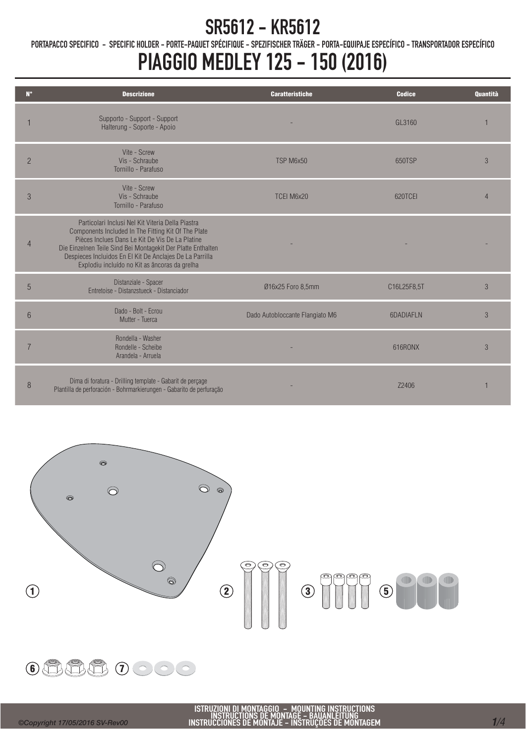# SR5612 - KR5612

PORTAPACCO SPECIFICO - SPECIFIC HOLDER - PORTE-PAQUET SPÉCIFIQUE - SPEZIFISCHER TRÄGER - PORTA-EQUIPAJE ESPECÍFICO - TRANSPORTADOR ESPECÍFICO

# PIAGGIO MEDLEY 125 - 150 (2016)

| N° | Descrizione | Caratteristiche | Codice | Quantità |
|---|---|---|---|---|
| 1 | Supporto - Support - Support Halterung - Soporte - Apoio | - | GL3160 | 1 |
| 2 | Vite - Screw Vis - Schraube Tornillo - Parafuso | TSP M6x50 | 650TSP | 3 |
| 3 | Vite - Screw Vis - Schraube Tornillo - Parafuso | TCEI M6x20 | 620TCEI | 4 |
| 4 | Particolari Inclusi Nel Kit Viteria Della Piastra Components Included In The Fitting Kit Of The Plate Pièces Inclues Dans Le Kit De Vis De La Platine Die Einzelnen Teile Sind Bei Montagekit Der Platte Enthalten Despieces Incluidos En El Kit De Anclajes De La Parrilla Explodiu incluído no Kit as âncoras da grelha | - | - | - |
| 5 | Distanziale - Spacer Entretoise - Distanzstueck - Distanciador | Ø16x25 Foro 8,5mm | C16L25F8,5T | 3 |
| 6 | Dado - Bolt - Ecrou Mutter - Tuerca | Dado Autobloccante Flangiato M6 | 6DADIAFLN | 3 |
| 7 | Rondella - Washer Rondelle - Scheibe Arandela - Arruela | - | 616RONX | 3 |
| 8 | Dima di foratura - Drilling template - Gabarit de perçage Plantilla de perforación - Bohrmarkierungen - Gabarito de perfuração | - | Z2406 | 1 |

ISTRUZIONI DI MONTAGGIO - MOUNTING INSTRUCTIONS
INSTRUCTIONS DE MONTAGE - BAUANLEITUNG
INSTRUCCIONES DE MONTAJE - INSTRUÇÕES DE MONTAGEM

©Copyright 17/05/2016 SV-Rev00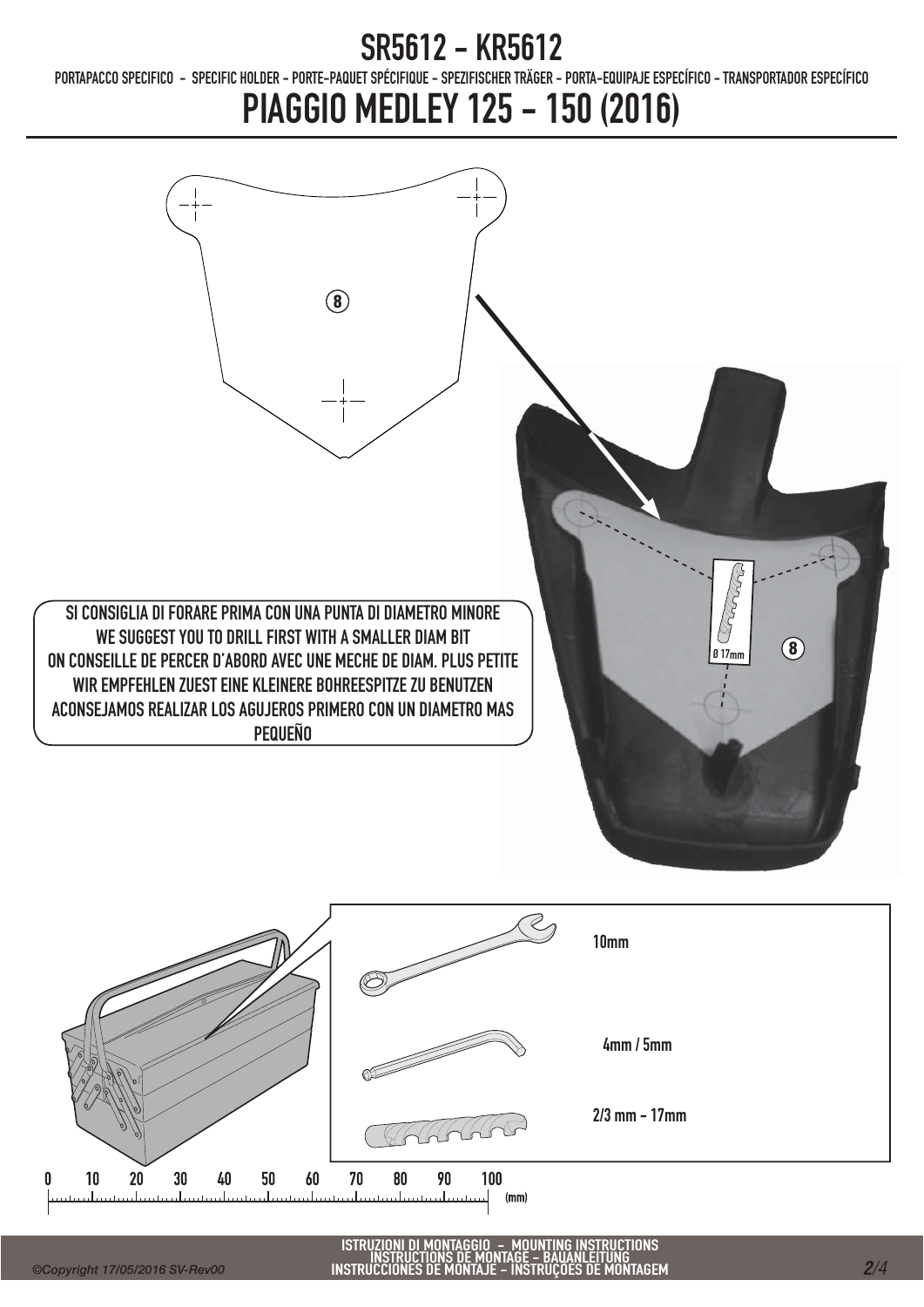# SR5612 - KR5612

PORTAPACCO SPECIFICO - SPECIFIC HOLDER - PORTE-PAQUET SPÉCIFIQUE - SPEZIFISCHER TRÄGER - PORTA-EQUIPAJE ESPECÍFICO - TRANSPORTADOR ESPECÍFICO

# PIAGGIO MEDLEY 125 - 150 (2016)

8

8

Ø 17mm

SI CONSIGLIA DI FORARE PRIMA CON UNA PUNTA DI DIAMETRO MINORE
WE SUGGEST YOU TO DRILL FIRST WITH A SMALLER DIAM BIT
ON CONSEILLE DE PERCER D'ABORD AVEC UNE MECHE DE DIAM. PLUS PETITE
WIR EMPFEHLEN ZUEST EINE KLEINERE BOHREESPITZE ZU BENUTZEN
ACONSEJAMOS REALIZAR LOS AGUJEROS PRIMERO CON UN DIAMETRO MAS PEQUEÑO

10mm

4mm / 5mm

2/3 mm - 17mm

0 10 20 30 40 50 60 70 80 90 100 (mm)

ISTRUZIONI DI MONTAGGIO - MOUNTING INSTRUCTIONS
INSTRUCTIONS DE MONTAGE - BAUANLEITUNG
INSTRUCCIONES DE MONTAJE - INSTRUÇÕES DE MONTAGEM

©Copyright 17/05/2016 SV-Rev00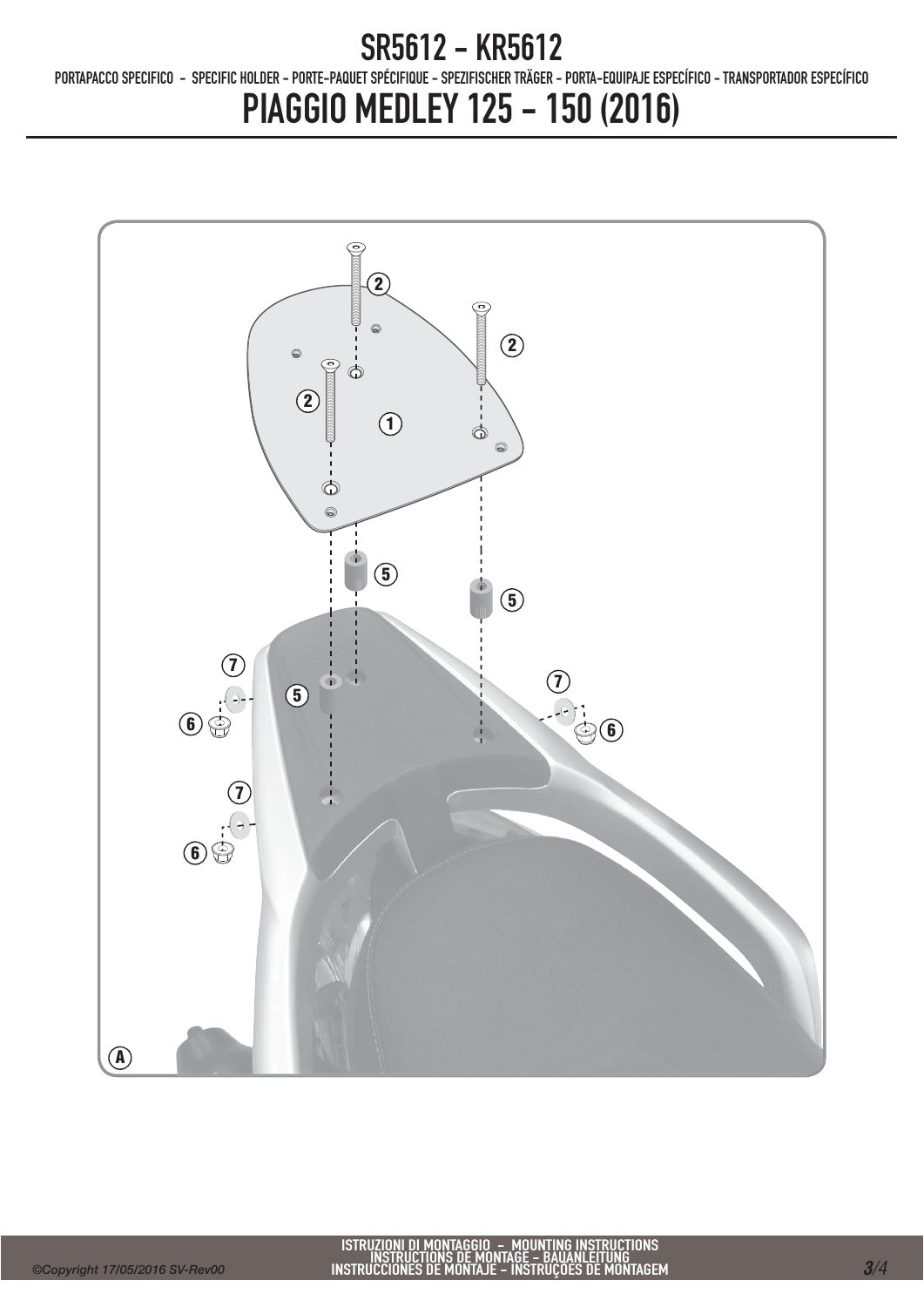# SR5612 - KR5612

PORTAPACCO SPECIFICO - SPECIFIC HOLDER - PORTE-PAQUET SPÉCIFIQUE - SPEZIFISCHER TRÄGER - PORTA-EQUIPAJE ESPECÍFICO - TRANSPORTADOR ESPECÍFICO

# PIAGGIO MEDLEY 125 - 150 (2016)

2 2 2 1 5 5 7 5 7 6 6 7 6 A

ISTRUZIONI DI MONTAGGIO - MOUNTING INSTRUCTIONS
INSTRUCTIONS DE MONTAGE - BAUANLEITUNG
INSTRUCCIONES DE MONTAJE - INSTRUÇÕES DE MONTAGEM

©Copyright 17/05/2016 SV-Rev00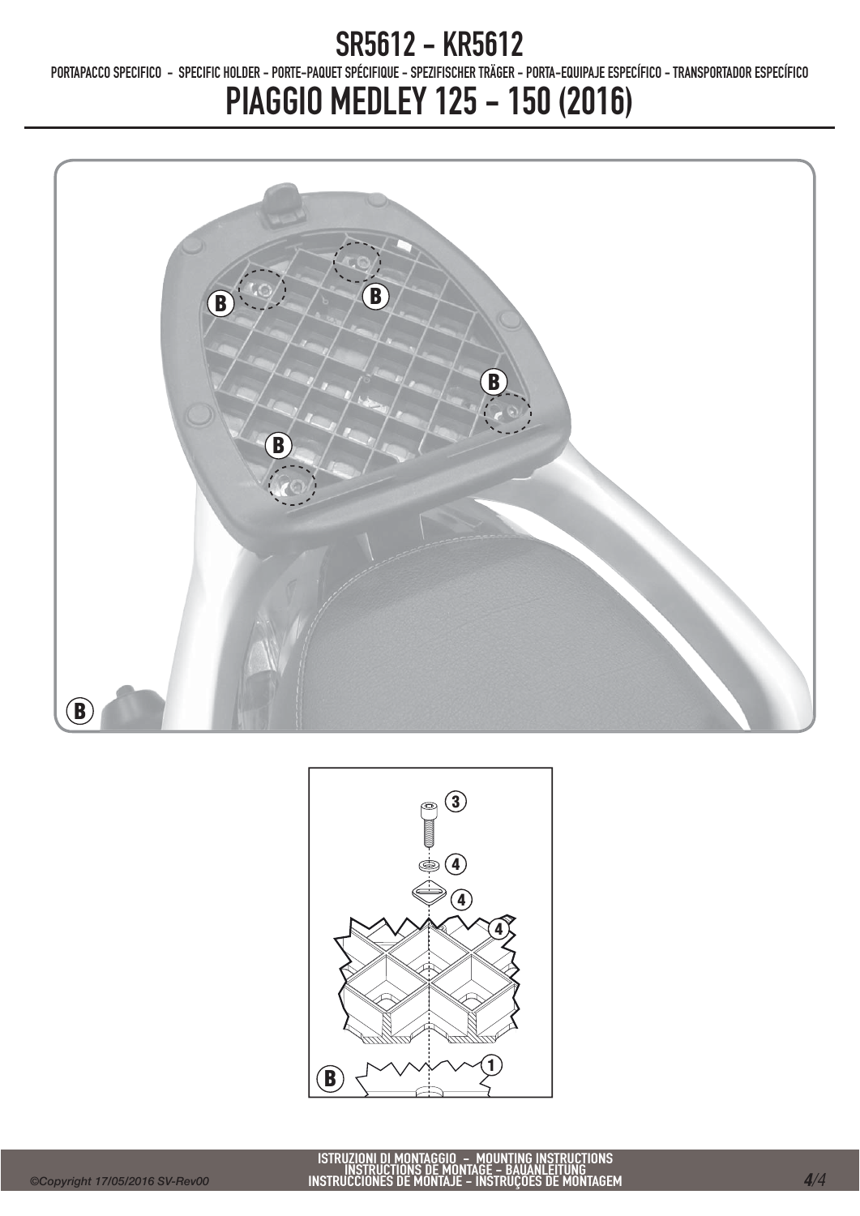# SR5612 - KR5612

PORTAPACCO SPECIFICO - SPECIFIC HOLDER - PORTE-PAQUET SPÉCIFIQUE - SPEZIFISCHER TRÄGER - PORTA-EQUIPAJE ESPECÍFICO - TRANSPORTADOR ESPECÍFICO

# PIAGGIO MEDLEY 125 - 150 (2016)

B

B

B

B

B

3

4

4

4

B

1

ISTRUZIONI DI MONTAGGIO - MOUNTING INSTRUCTIONS
INSTRUCTIONS DE MONTAGE - BAUANLEITUNG
INSTRUCCIONES DE MONTAJE - INSTRUÇÕES DE MONTAGEM

©Copyright 17/05/2016 SV-Rev00